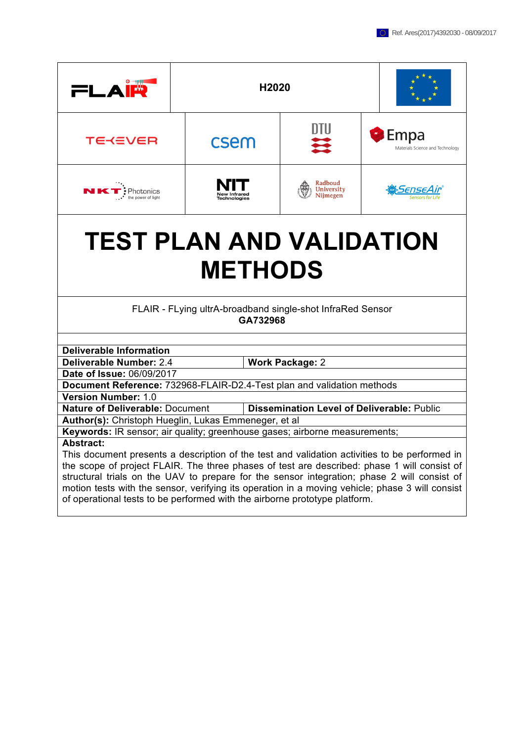Ref. Ares(2017)4392030 - 08/09/2017

| FLAIR | H2020 | |
|---|---|---|

| TEKEVER | csem | DTU | Empa Materials Science and Technology |
|---|---|---|---|
| NKT Photonics the power of light | NIT New Infrared Technologies | Radboud University Nijmegen | SenseAir Sensors for Life |

# TEST PLAN AND VALIDATION METHODS

FLAIR - FLying ultrA-broadband single-shot InfraRed Sensor
**GA732968**

| **Deliverable Information** | |
|---|---|
| **Deliverable Number:** 2.4 | **Work Package:** 2 |
| **Date of Issue:** 06/09/2017 | |
| **Document Reference:** 732968-FLAIR-D2.4-Test plan and validation methods | |
| **Version Number:** 1.0 | |
| **Nature of Deliverable:** Document | **Dissemination Level of Deliverable:** Public |
| **Author(s):** Christoph Hueglin, Lukas Emmeneger, et al | |
| **Keywords:** IR sensor; air quality; greenhouse gases; airborne measurements; | |

**Abstract:**
This document presents a description of the test and validation activities to be performed in the scope of project FLAIR. The three phases of test are described: phase 1 will consist of structural trials on the UAV to prepare for the sensor integration; phase 2 will consist of motion tests with the sensor, verifying its operation in a moving vehicle; phase 3 will consist of operational tests to be performed with the airborne prototype platform.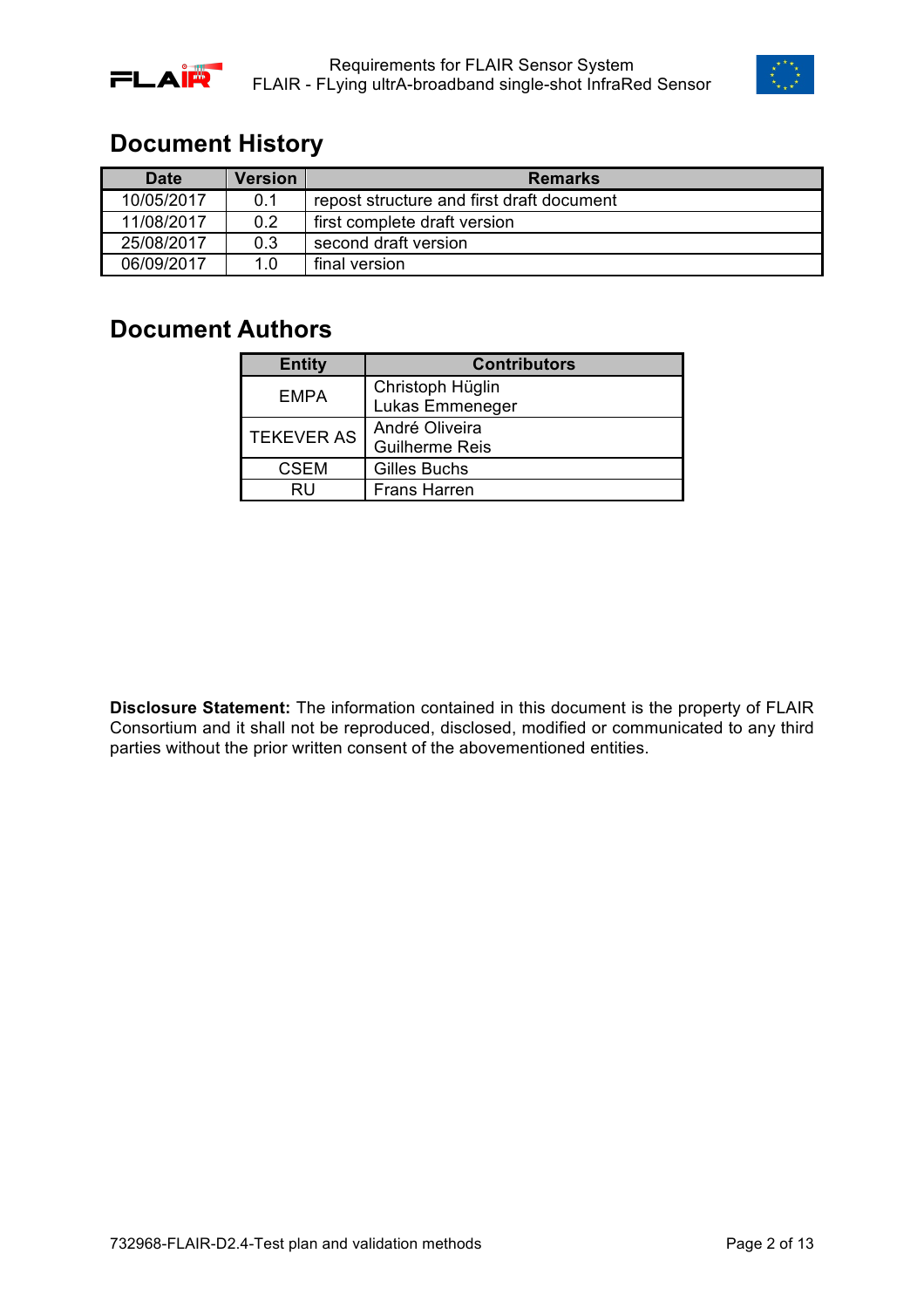## Document History

| Date | Version | Remarks |
| --- | --- | --- |
| 10/05/2017 | 0.1 | repost structure and first draft document |
| 11/08/2017 | 0.2 | first complete draft version |
| 25/08/2017 | 0.3 | second draft version |
| 06/09/2017 | 1.0 | final version |

## Document Authors

| Entity | Contributors |
| --- | --- |
| EMPA | Christoph Hüglin<br>Lukas Emmeneger |
| TEKEVER AS | André Oliveira<br>Guilherme Reis |
| CSEM | Gilles Buchs |
| RU | Frans Harren |

**Disclosure Statement:** The information contained in this document is the property of FLAIR Consortium and it shall not be reproduced, disclosed, modified or communicated to any third parties without the prior written consent of the abovementioned entities.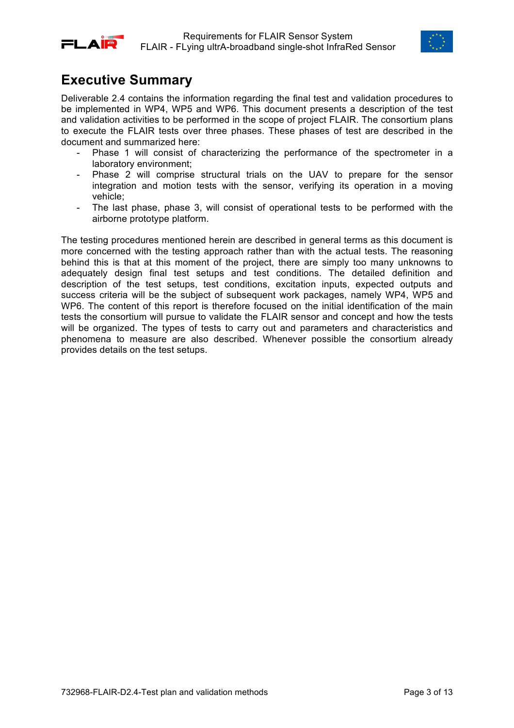# Executive Summary

Deliverable 2.4 contains the information regarding the final test and validation procedures to be implemented in WP4, WP5 and WP6. This document presents a description of the test and validation activities to be performed in the scope of project FLAIR. The consortium plans to execute the FLAIR tests over three phases. These phases of test are described in the document and summarized here:

- Phase 1 will consist of characterizing the performance of the spectrometer in a laboratory environment;
- Phase 2 will comprise structural trials on the UAV to prepare for the sensor integration and motion tests with the sensor, verifying its operation in a moving vehicle;
- The last phase, phase 3, will consist of operational tests to be performed with the airborne prototype platform.

The testing procedures mentioned herein are described in general terms as this document is more concerned with the testing approach rather than with the actual tests. The reasoning behind this is that at this moment of the project, there are simply too many unknowns to adequately design final test setups and test conditions. The detailed definition and description of the test setups, test conditions, excitation inputs, expected outputs and success criteria will be the subject of subsequent work packages, namely WP4, WP5 and WP6. The content of this report is therefore focused on the initial identification of the main tests the consortium will pursue to validate the FLAIR sensor and concept and how the tests will be organized. The types of tests to carry out and parameters and characteristics and phenomena to measure are also described. Whenever possible the consortium already provides details on the test setups.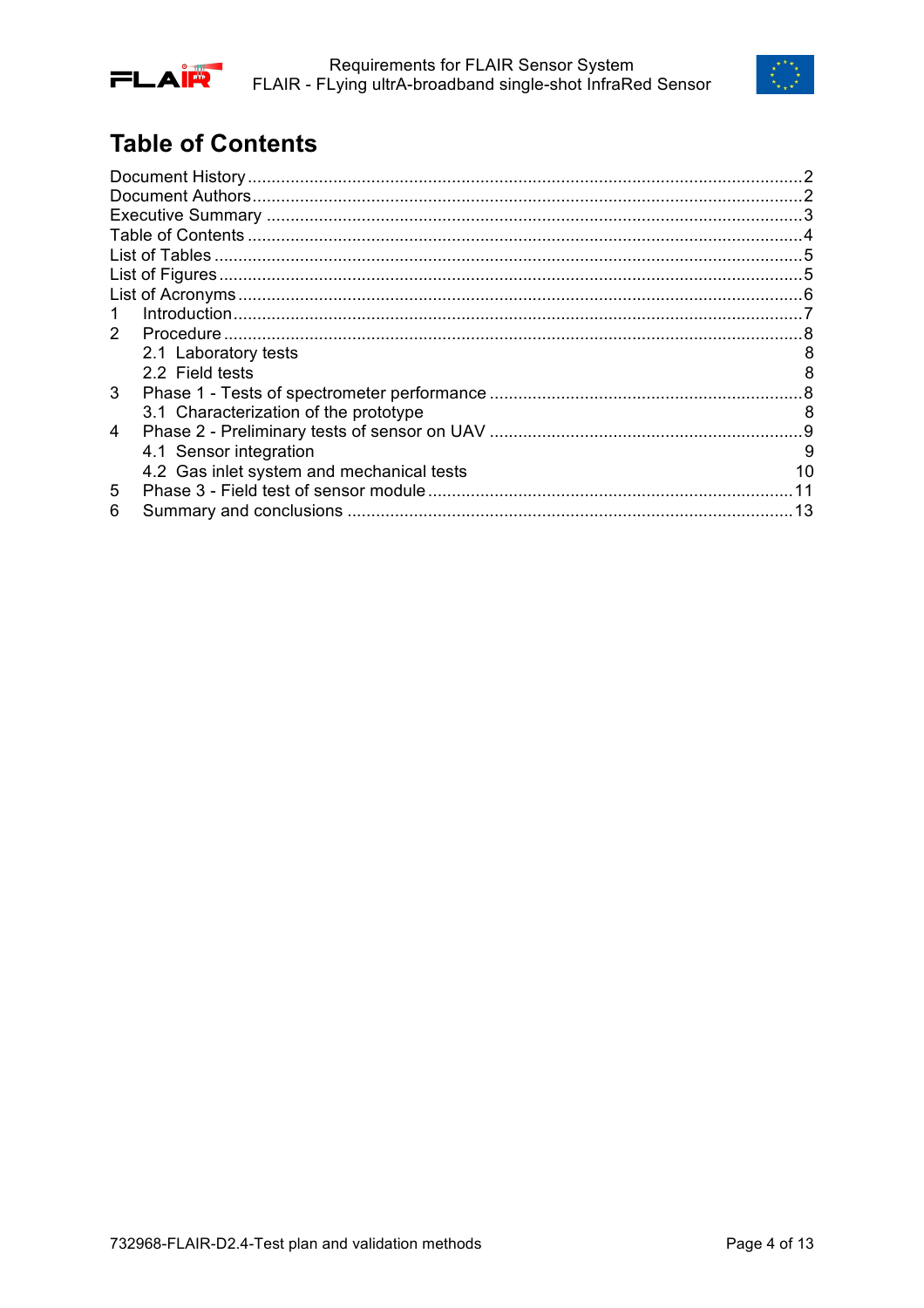# Table of Contents

Document History ........................................................................................................2
Document Authors ........................................................................................................2
Executive Summary ......................................................................................................3
Table of Contents .........................................................................................................4
List of Tables ...............................................................................................................5
List of Figures ..............................................................................................................5
List of Acronyms ...........................................................................................................6
1 Introduction .............................................................................................................7
2 Procedure ................................................................................................................8
  2.1 Laboratory tests 8
  2.2 Field tests 8
3 Phase 1 - Tests of spectrometer performance ..............................................................8
  3.1 Characterization of the prototype 8
4 Phase 2 - Preliminary tests of sensor on UAV ...............................................................9
  4.1 Sensor integration 9
  4.2 Gas inlet system and mechanical tests 10
5 Phase 3 - Field test of sensor module .........................................................................11
6 Summary and conclusions ..........................................................................................13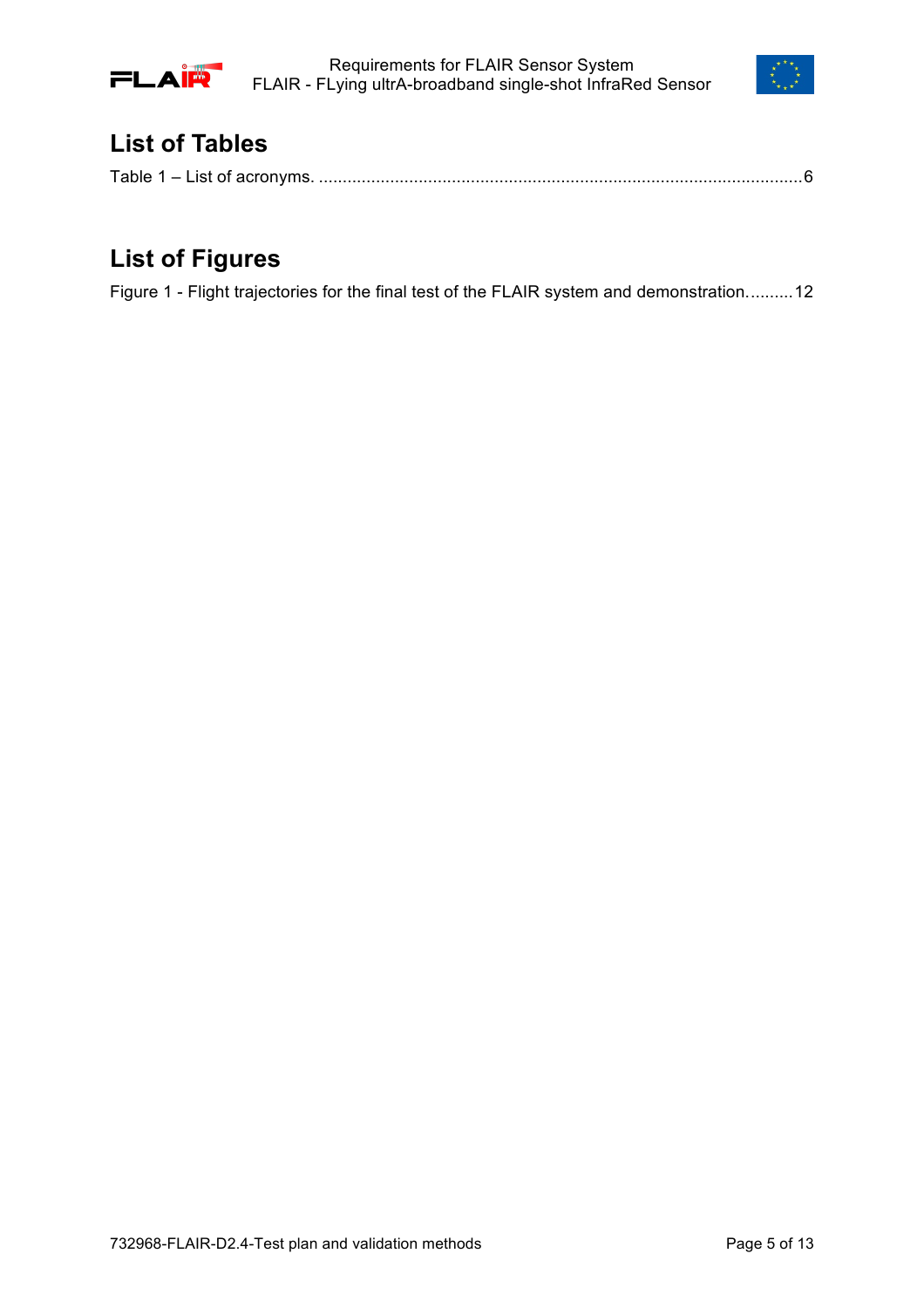# List of Tables

Table 1 – List of acronyms. ....................................................................................................6

# List of Figures

Figure 1 - Flight trajectories for the final test of the FLAIR system and demonstration. .........12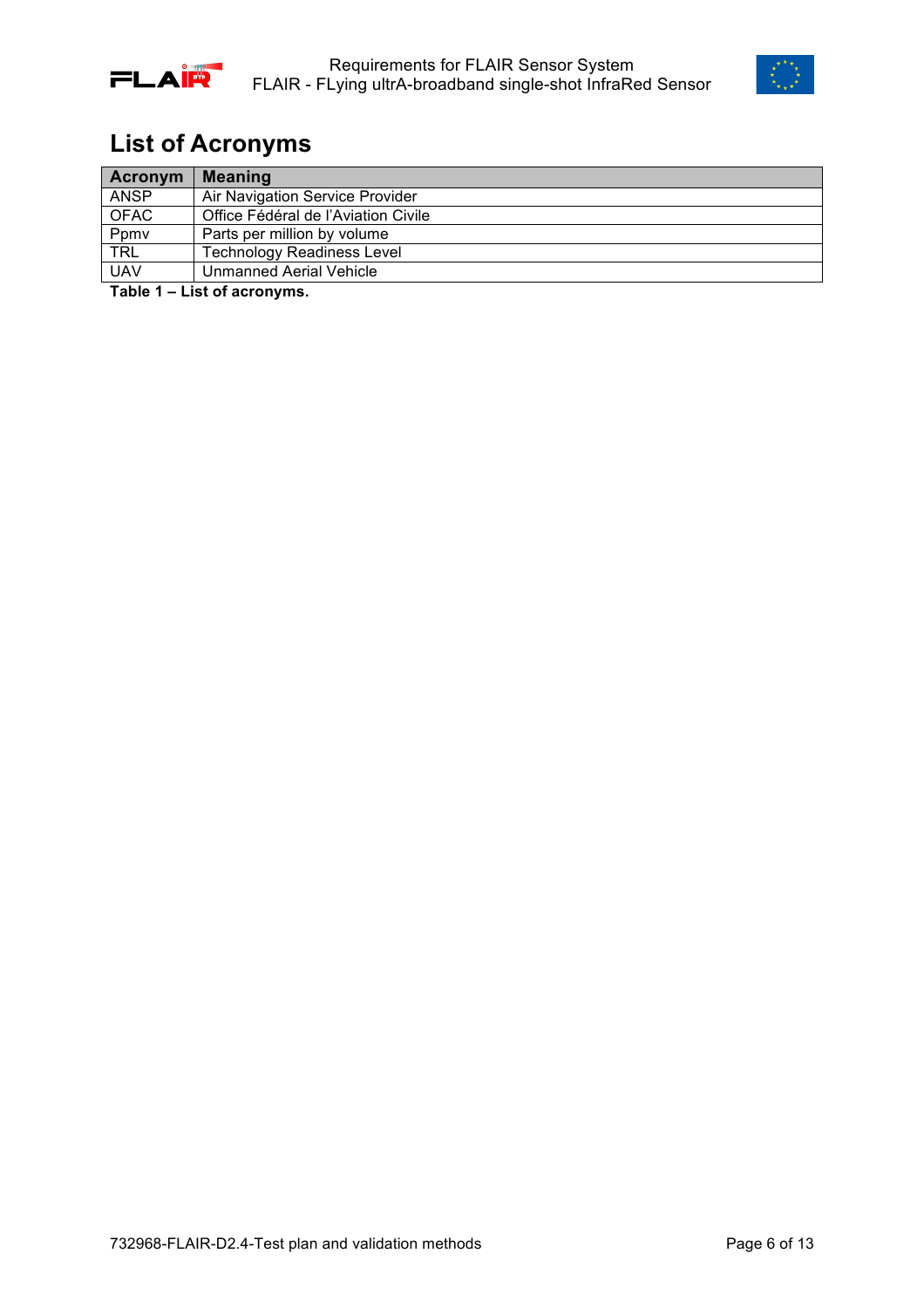# List of Acronyms

| Acronym | Meaning |
| --- | --- |
| ANSP | Air Navigation Service Provider |
| OFAC | Office Fédéral de l'Aviation Civile |
| Ppmv | Parts per million by volume |
| TRL | Technology Readiness Level |
| UAV | Unmanned Aerial Vehicle |

**Table 1 – List of acronyms.**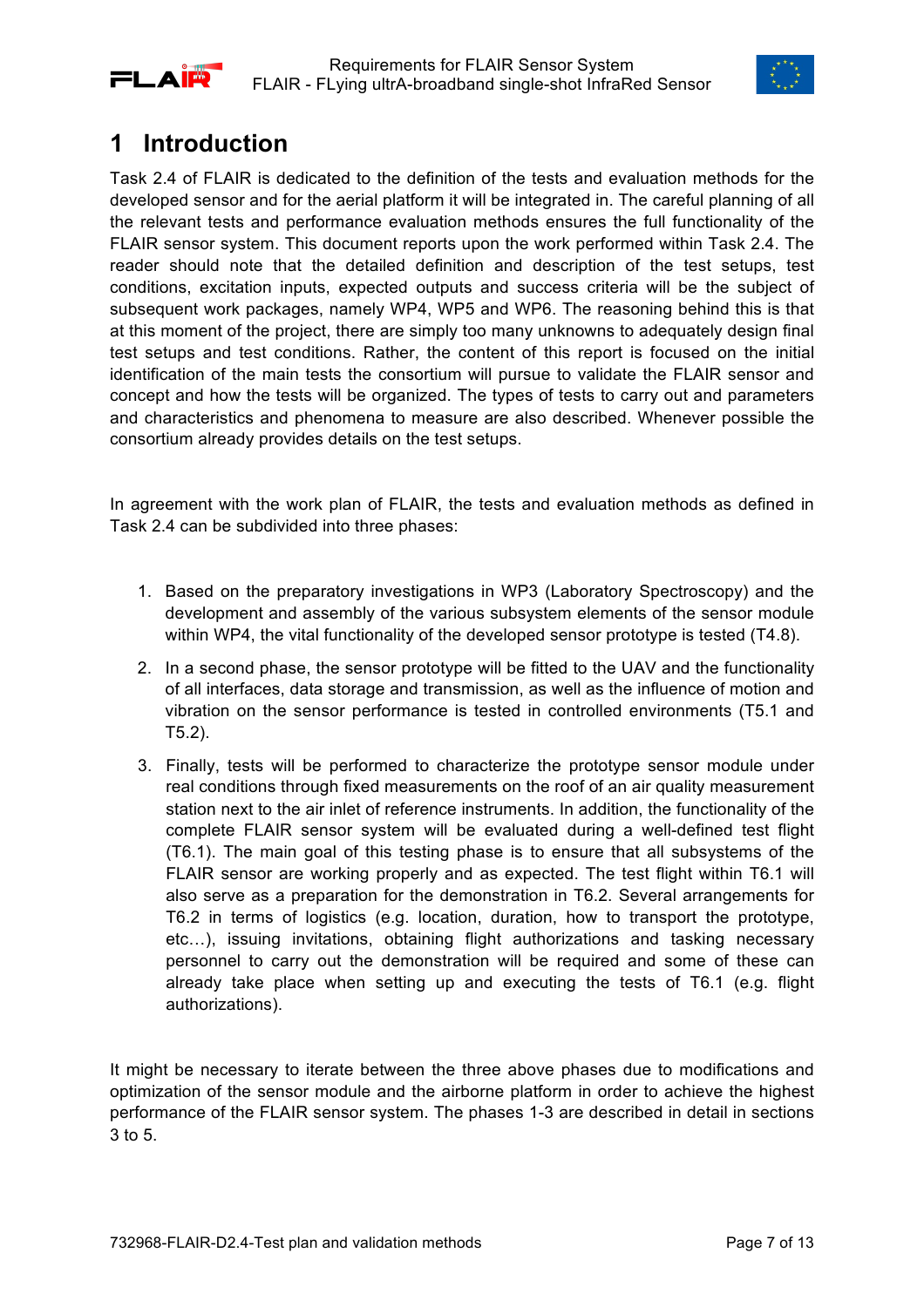# 1 Introduction

Task 2.4 of FLAIR is dedicated to the definition of the tests and evaluation methods for the developed sensor and for the aerial platform it will be integrated in. The careful planning of all the relevant tests and performance evaluation methods ensures the full functionality of the FLAIR sensor system. This document reports upon the work performed within Task 2.4. The reader should note that the detailed definition and description of the test setups, test conditions, excitation inputs, expected outputs and success criteria will be the subject of subsequent work packages, namely WP4, WP5 and WP6. The reasoning behind this is that at this moment of the project, there are simply too many unknowns to adequately design final test setups and test conditions. Rather, the content of this report is focused on the initial identification of the main tests the consortium will pursue to validate the FLAIR sensor and concept and how the tests will be organized. The types of tests to carry out and parameters and characteristics and phenomena to measure are also described. Whenever possible the consortium already provides details on the test setups.

In agreement with the work plan of FLAIR, the tests and evaluation methods as defined in Task 2.4 can be subdivided into three phases:

1. Based on the preparatory investigations in WP3 (Laboratory Spectroscopy) and the development and assembly of the various subsystem elements of the sensor module within WP4, the vital functionality of the developed sensor prototype is tested (T4.8).
2. In a second phase, the sensor prototype will be fitted to the UAV and the functionality of all interfaces, data storage and transmission, as well as the influence of motion and vibration on the sensor performance is tested in controlled environments (T5.1 and T5.2).
3. Finally, tests will be performed to characterize the prototype sensor module under real conditions through fixed measurements on the roof of an air quality measurement station next to the air inlet of reference instruments. In addition, the functionality of the complete FLAIR sensor system will be evaluated during a well-defined test flight (T6.1). The main goal of this testing phase is to ensure that all subsystems of the FLAIR sensor are working properly and as expected. The test flight within T6.1 will also serve as a preparation for the demonstration in T6.2. Several arrangements for T6.2 in terms of logistics (e.g. location, duration, how to transport the prototype, etc…), issuing invitations, obtaining flight authorizations and tasking necessary personnel to carry out the demonstration will be required and some of these can already take place when setting up and executing the tests of T6.1 (e.g. flight authorizations).

It might be necessary to iterate between the three above phases due to modifications and optimization of the sensor module and the airborne platform in order to achieve the highest performance of the FLAIR sensor system. The phases 1-3 are described in detail in sections 3 to 5.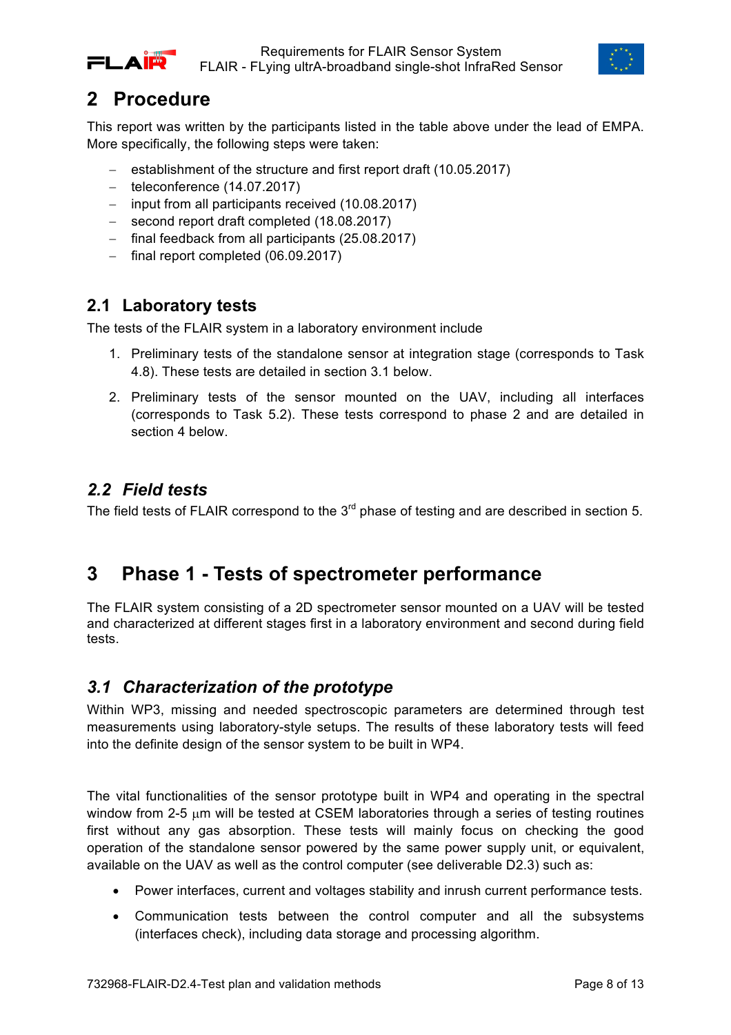## 2 Procedure

This report was written by the participants listed in the table above under the lead of EMPA. More specifically, the following steps were taken:

- establishment of the structure and first report draft (10.05.2017)
- teleconference (14.07.2017)
- input from all participants received (10.08.2017)
- second report draft completed (18.08.2017)
- final feedback from all participants (25.08.2017)
- final report completed (06.09.2017)

### 2.1 Laboratory tests

The tests of the FLAIR system in a laboratory environment include

1. Preliminary tests of the standalone sensor at integration stage (corresponds to Task 4.8). These tests are detailed in section 3.1 below.
2. Preliminary tests of the sensor mounted on the UAV, including all interfaces (corresponds to Task 5.2). These tests correspond to phase 2 and are detailed in section 4 below.

### *2.2 Field tests*

The field tests of FLAIR correspond to the 3rd phase of testing and are described in section 5.

## 3 Phase 1 - Tests of spectrometer performance

The FLAIR system consisting of a 2D spectrometer sensor mounted on a UAV will be tested and characterized at different stages first in a laboratory environment and second during field tests.

### *3.1 Characterization of the prototype*

Within WP3, missing and needed spectroscopic parameters are determined through test measurements using laboratory-style setups. The results of these laboratory tests will feed into the definite design of the sensor system to be built in WP4.

The vital functionalities of the sensor prototype built in WP4 and operating in the spectral window from 2-5 μm will be tested at CSEM laboratories through a series of testing routines first without any gas absorption. These tests will mainly focus on checking the good operation of the standalone sensor powered by the same power supply unit, or equivalent, available on the UAV as well as the control computer (see deliverable D2.3) such as:

- Power interfaces, current and voltages stability and inrush current performance tests.
- Communication tests between the control computer and all the subsystems (interfaces check), including data storage and processing algorithm.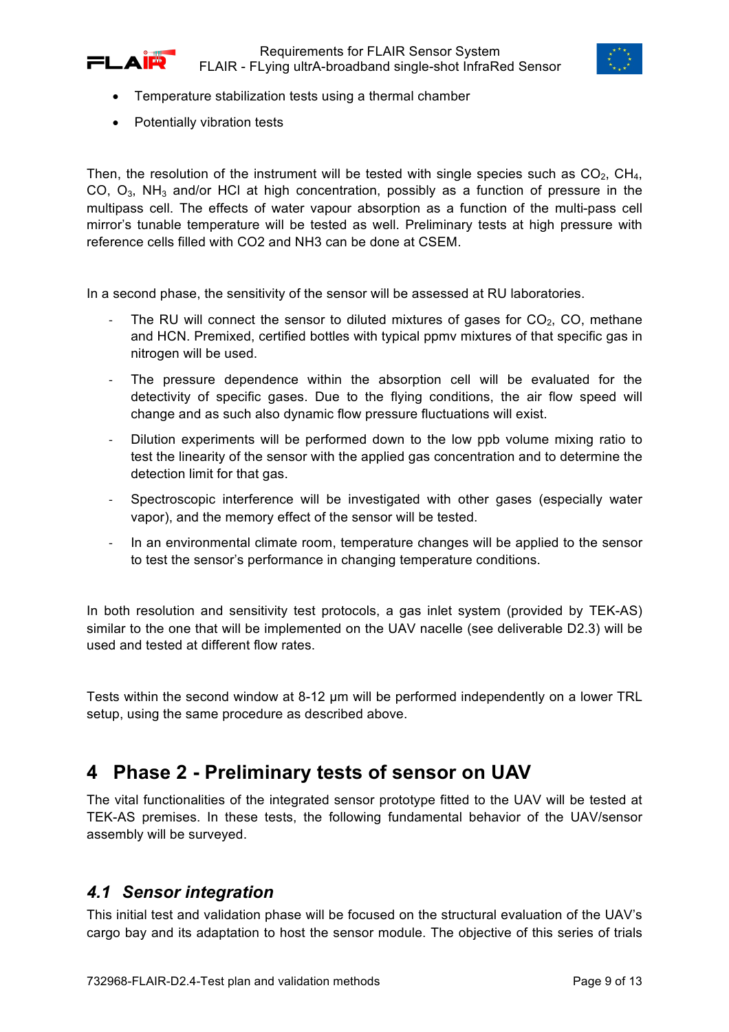- Temperature stabilization tests using a thermal chamber
- Potentially vibration tests

Then, the resolution of the instrument will be tested with single species such as $CO_2$, $CH_4$, CO, $O_3$, $NH_3$ and/or HCl at high concentration, possibly as a function of pressure in the multipass cell. The effects of water vapour absorption as a function of the multi-pass cell mirror's tunable temperature will be tested as well. Preliminary tests at high pressure with reference cells filled with CO2 and NH3 can be done at CSEM.

In a second phase, the sensitivity of the sensor will be assessed at RU laboratories.

- The RU will connect the sensor to diluted mixtures of gases for $CO_2$, CO, methane and HCN. Premixed, certified bottles with typical ppmv mixtures of that specific gas in nitrogen will be used.
- The pressure dependence within the absorption cell will be evaluated for the detectivity of specific gases. Due to the flying conditions, the air flow speed will change and as such also dynamic flow pressure fluctuations will exist.
- Dilution experiments will be performed down to the low ppb volume mixing ratio to test the linearity of the sensor with the applied gas concentration and to determine the detection limit for that gas.
- Spectroscopic interference will be investigated with other gases (especially water vapor), and the memory effect of the sensor will be tested.
- In an environmental climate room, temperature changes will be applied to the sensor to test the sensor's performance in changing temperature conditions.

In both resolution and sensitivity test protocols, a gas inlet system (provided by TEK-AS) similar to the one that will be implemented on the UAV nacelle (see deliverable D2.3) will be used and tested at different flow rates.

Tests within the second window at 8-12 μm will be performed independently on a lower TRL setup, using the same procedure as described above.

# 4 Phase 2 - Preliminary tests of sensor on UAV

The vital functionalities of the integrated sensor prototype fitted to the UAV will be tested at TEK-AS premises. In these tests, the following fundamental behavior of the UAV/sensor assembly will be surveyed.

## *4.1 Sensor integration*

This initial test and validation phase will be focused on the structural evaluation of the UAV's cargo bay and its adaptation to host the sensor module. The objective of this series of trials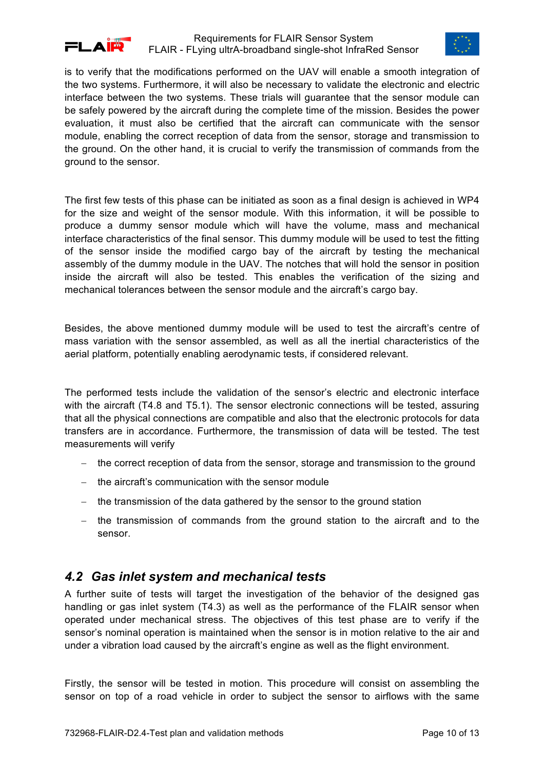is to verify that the modifications performed on the UAV will enable a smooth integration of the two systems. Furthermore, it will also be necessary to validate the electronic and electric interface between the two systems. These trials will guarantee that the sensor module can be safely powered by the aircraft during the complete time of the mission. Besides the power evaluation, it must also be certified that the aircraft can communicate with the sensor module, enabling the correct reception of data from the sensor, storage and transmission to the ground. On the other hand, it is crucial to verify the transmission of commands from the ground to the sensor.

The first few tests of this phase can be initiated as soon as a final design is achieved in WP4 for the size and weight of the sensor module. With this information, it will be possible to produce a dummy sensor module which will have the volume, mass and mechanical interface characteristics of the final sensor. This dummy module will be used to test the fitting of the sensor inside the modified cargo bay of the aircraft by testing the mechanical assembly of the dummy module in the UAV. The notches that will hold the sensor in position inside the aircraft will also be tested. This enables the verification of the sizing and mechanical tolerances between the sensor module and the aircraft's cargo bay.

Besides, the above mentioned dummy module will be used to test the aircraft's centre of mass variation with the sensor assembled, as well as all the inertial characteristics of the aerial platform, potentially enabling aerodynamic tests, if considered relevant.

The performed tests include the validation of the sensor's electric and electronic interface with the aircraft (T4.8 and T5.1). The sensor electronic connections will be tested, assuring that all the physical connections are compatible and also that the electronic protocols for data transfers are in accordance. Furthermore, the transmission of data will be tested. The test measurements will verify

- the correct reception of data from the sensor, storage and transmission to the ground
- the aircraft's communication with the sensor module
- the transmission of the data gathered by the sensor to the ground station
- the transmission of commands from the ground station to the aircraft and to the sensor.

## *4.2 Gas inlet system and mechanical tests*

A further suite of tests will target the investigation of the behavior of the designed gas handling or gas inlet system (T4.3) as well as the performance of the FLAIR sensor when operated under mechanical stress. The objectives of this test phase are to verify if the sensor's nominal operation is maintained when the sensor is in motion relative to the air and under a vibration load caused by the aircraft's engine as well as the flight environment.

Firstly, the sensor will be tested in motion. This procedure will consist on assembling the sensor on top of a road vehicle in order to subject the sensor to airflows with the same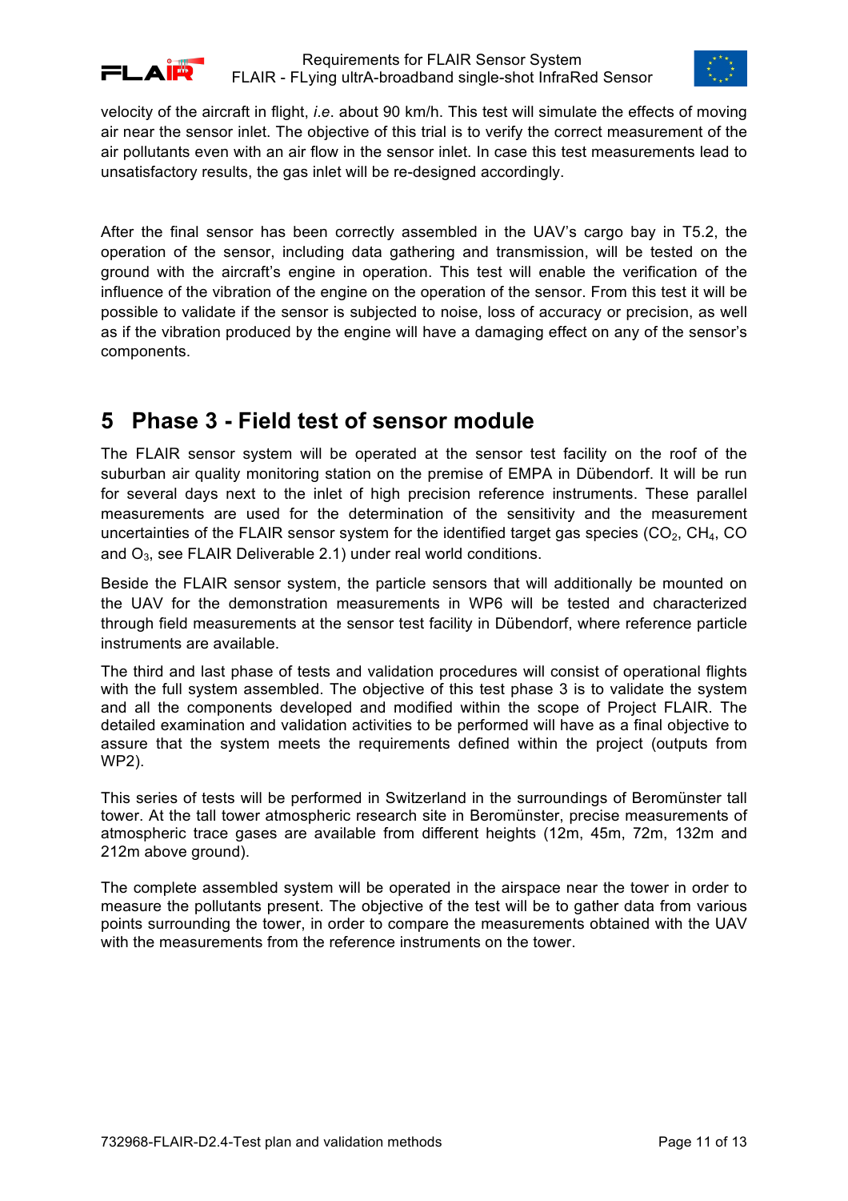velocity of the aircraft in flight, *i.e*. about 90 km/h. This test will simulate the effects of moving air near the sensor inlet. The objective of this trial is to verify the correct measurement of the air pollutants even with an air flow in the sensor inlet. In case this test measurements lead to unsatisfactory results, the gas inlet will be re-designed accordingly.

After the final sensor has been correctly assembled in the UAV's cargo bay in T5.2, the operation of the sensor, including data gathering and transmission, will be tested on the ground with the aircraft's engine in operation. This test will enable the verification of the influence of the vibration of the engine on the operation of the sensor. From this test it will be possible to validate if the sensor is subjected to noise, loss of accuracy or precision, as well as if the vibration produced by the engine will have a damaging effect on any of the sensor's components.

# 5 Phase 3 - Field test of sensor module

The FLAIR sensor system will be operated at the sensor test facility on the roof of the suburban air quality monitoring station on the premise of EMPA in Dübendorf. It will be run for several days next to the inlet of high precision reference instruments. These parallel measurements are used for the determination of the sensitivity and the measurement uncertainties of the FLAIR sensor system for the identified target gas species ($CO_2$, $CH_4$, CO and $O_3$, see FLAIR Deliverable 2.1) under real world conditions.

Beside the FLAIR sensor system, the particle sensors that will additionally be mounted on the UAV for the demonstration measurements in WP6 will be tested and characterized through field measurements at the sensor test facility in Dübendorf, where reference particle instruments are available.

The third and last phase of tests and validation procedures will consist of operational flights with the full system assembled. The objective of this test phase 3 is to validate the system and all the components developed and modified within the scope of Project FLAIR. The detailed examination and validation activities to be performed will have as a final objective to assure that the system meets the requirements defined within the project (outputs from WP2).

This series of tests will be performed in Switzerland in the surroundings of Beromünster tall tower. At the tall tower atmospheric research site in Beromünster, precise measurements of atmospheric trace gases are available from different heights (12m, 45m, 72m, 132m and 212m above ground).

The complete assembled system will be operated in the airspace near the tower in order to measure the pollutants present. The objective of the test will be to gather data from various points surrounding the tower, in order to compare the measurements obtained with the UAV with the measurements from the reference instruments on the tower.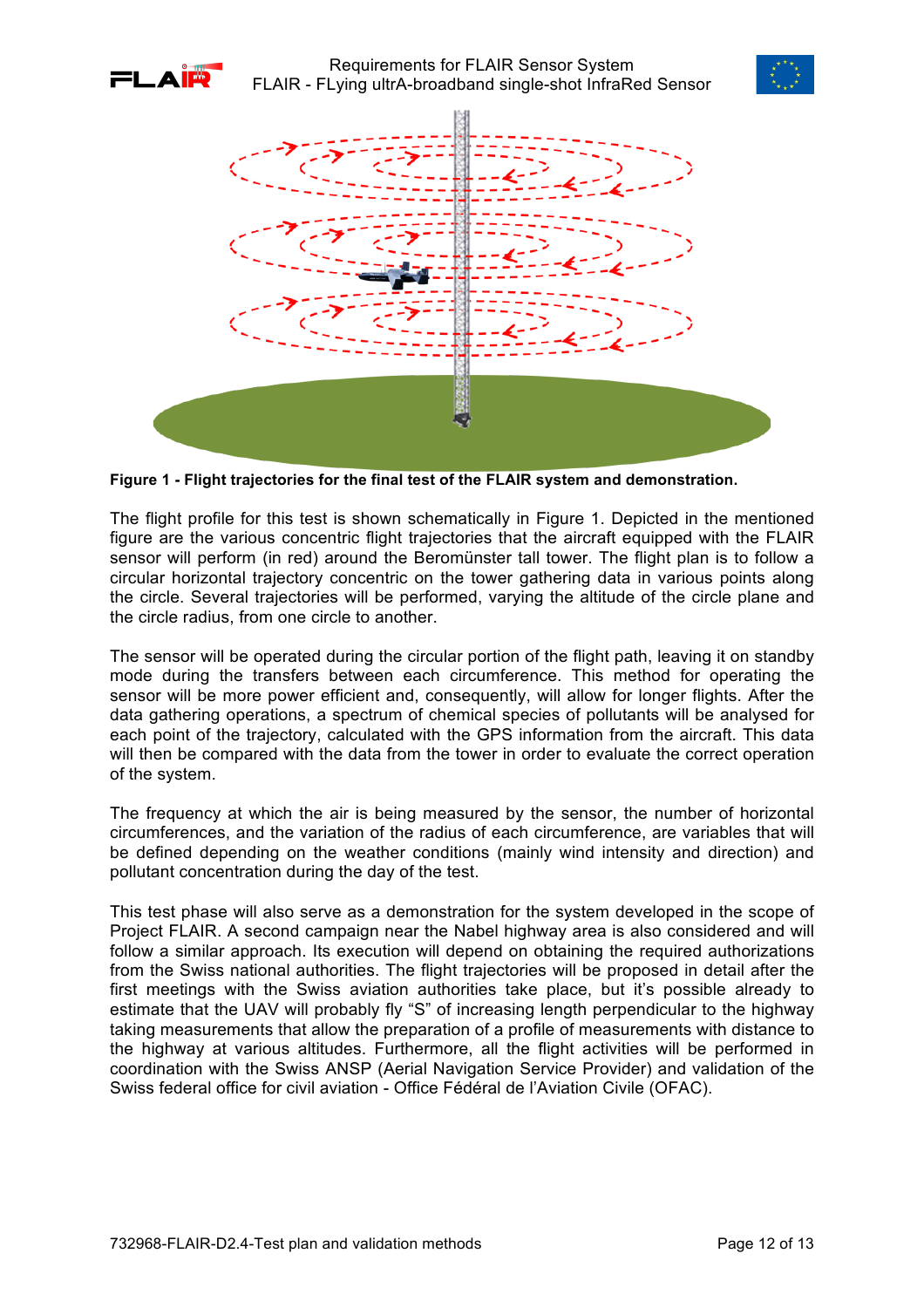**Figure 1 - Flight trajectories for the final test of the FLAIR system and demonstration.**

The flight profile for this test is shown schematically in Figure 1. Depicted in the mentioned figure are the various concentric flight trajectories that the aircraft equipped with the FLAIR sensor will perform (in red) around the Beromünster tall tower. The flight plan is to follow a circular horizontal trajectory concentric on the tower gathering data in various points along the circle. Several trajectories will be performed, varying the altitude of the circle plane and the circle radius, from one circle to another.

The sensor will be operated during the circular portion of the flight path, leaving it on standby mode during the transfers between each circumference. This method for operating the sensor will be more power efficient and, consequently, will allow for longer flights. After the data gathering operations, a spectrum of chemical species of pollutants will be analysed for each point of the trajectory, calculated with the GPS information from the aircraft. This data will then be compared with the data from the tower in order to evaluate the correct operation of the system.

The frequency at which the air is being measured by the sensor, the number of horizontal circumferences, and the variation of the radius of each circumference, are variables that will be defined depending on the weather conditions (mainly wind intensity and direction) and pollutant concentration during the day of the test.

This test phase will also serve as a demonstration for the system developed in the scope of Project FLAIR. A second campaign near the Nabel highway area is also considered and will follow a similar approach. Its execution will depend on obtaining the required authorizations from the Swiss national authorities. The flight trajectories will be proposed in detail after the first meetings with the Swiss aviation authorities take place, but it's possible already to estimate that the UAV will probably fly "S" of increasing length perpendicular to the highway taking measurements that allow the preparation of a profile of measurements with distance to the highway at various altitudes. Furthermore, all the flight activities will be performed in coordination with the Swiss ANSP (Aerial Navigation Service Provider) and validation of the Swiss federal office for civil aviation - Office Fédéral de l'Aviation Civile (OFAC).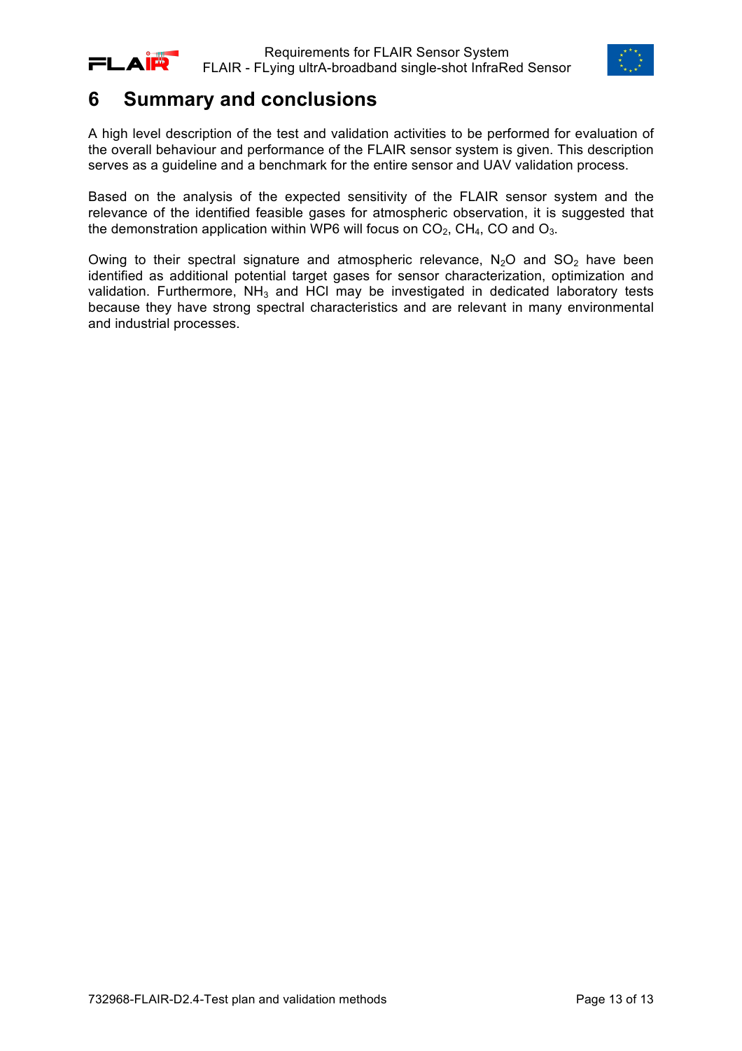# 6 Summary and conclusions

A high level description of the test and validation activities to be performed for evaluation of the overall behaviour and performance of the FLAIR sensor system is given. This description serves as a guideline and a benchmark for the entire sensor and UAV validation process.

Based on the analysis of the expected sensitivity of the FLAIR sensor system and the relevance of the identified feasible gases for atmospheric observation, it is suggested that the demonstration application within WP6 will focus on $CO_2$, $CH_4$, CO and $O_3$.

Owing to their spectral signature and atmospheric relevance, $N_2O$ and $SO_2$ have been identified as additional potential target gases for sensor characterization, optimization and validation. Furthermore, $NH_3$ and HCl may be investigated in dedicated laboratory tests because they have strong spectral characteristics and are relevant in many environmental and industrial processes.